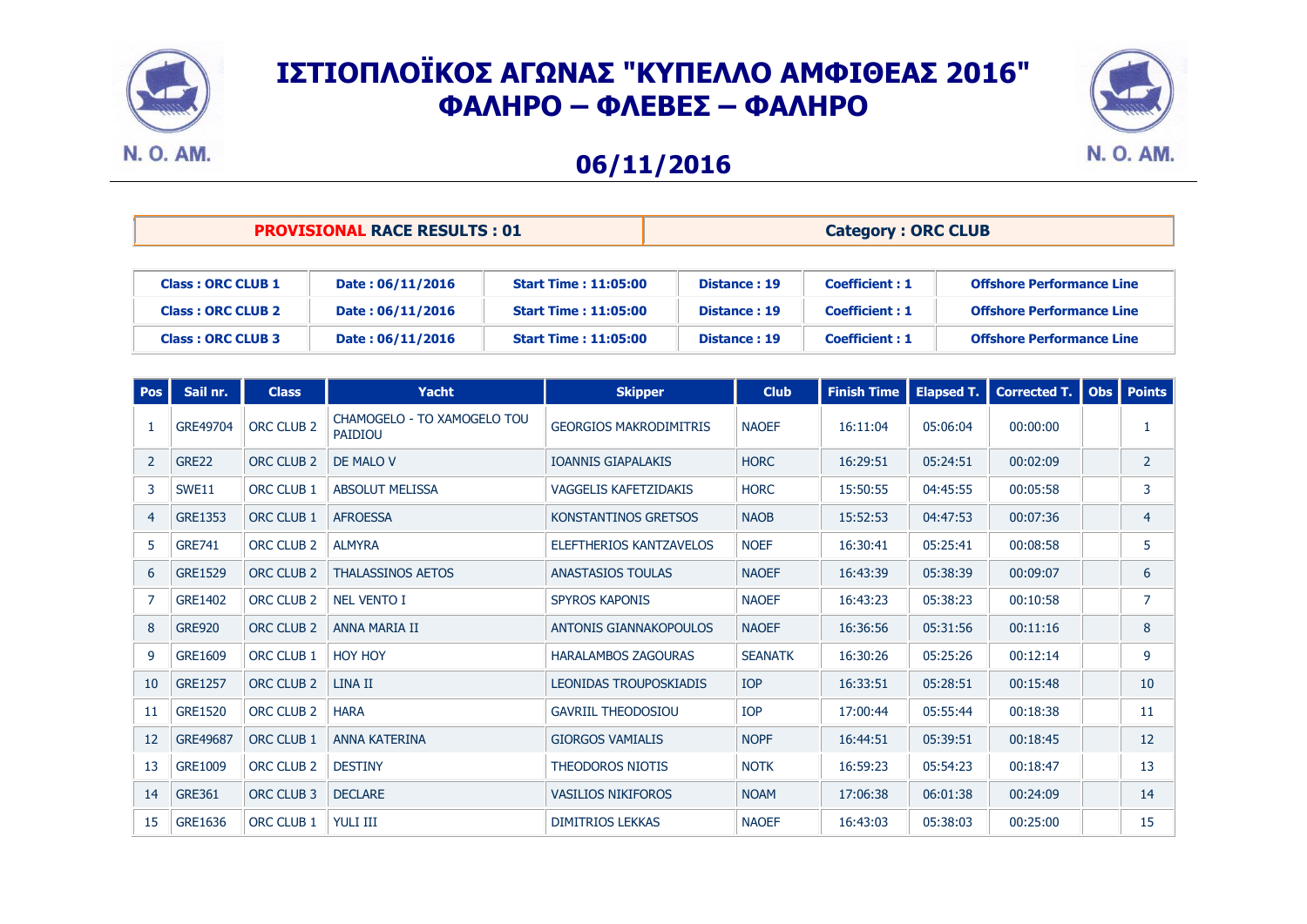# ΙΣΤΙΟΠΛΟΪΚΟΣ ΑΓΩΝΑΣ "ΚΥΠΕΛΛΟ ΑΜΦΙΘΕΑΣ 2016"
# ΦΑΛΗΡΟ – ΦΛΕΒΕΣ – ΦΑΛΗΡΟ

N. O. AM.

## 06/11/2016

| **PROVISIONAL RACE RESULTS : 01** | **Category : ORC CLUB** |
|---|---|

| Class | Date | Start Time | Distance | Coefficient | |
|---|---|---|---|---|---|
| **Class : ORC CLUB 1** | **Date : 06/11/2016** | **Start Time : 11:05:00** | **Distance : 19** | **Coefficient : 1** | **Offshore Performance Line** |
| **Class : ORC CLUB 2** | **Date : 06/11/2016** | **Start Time : 11:05:00** | **Distance : 19** | **Coefficient : 1** | **Offshore Performance Line** |
| **Class : ORC CLUB 3** | **Date : 06/11/2016** | **Start Time : 11:05:00** | **Distance : 19** | **Coefficient : 1** | **Offshore Performance Line** |

| Pos | Sail nr. | Class | Yacht | Skipper | Club | Finish Time | Elapsed T. | Corrected T. | Obs | Points |
|---|---|---|---|---|---|---|---|---|---|---|
| 1 | GRE49704 | ORC CLUB 2 | CHAMOGELO - TO XAMOGELO TOU PAIDIOU | GEORGIOS MAKRODIMITRIS | NAOEF | 16:11:04 | 05:06:04 | 00:00:00 | | 1 |
| 2 | GRE22 | ORC CLUB 2 | DE MALO V | IOANNIS GIAPALAKIS | HORC | 16:29:51 | 05:24:51 | 00:02:09 | | 2 |
| 3 | SWE11 | ORC CLUB 1 | ABSOLUT MELISSA | VAGGELIS KAFETZIDAKIS | HORC | 15:50:55 | 04:45:55 | 00:05:58 | | 3 |
| 4 | GRE1353 | ORC CLUB 1 | AFROESSA | KONSTANTINOS GRETSOS | NAOB | 15:52:53 | 04:47:53 | 00:07:36 | | 4 |
| 5 | GRE741 | ORC CLUB 2 | ALMYRA | ELEFTHERIOS KANTZAVELOS | NOEF | 16:30:41 | 05:25:41 | 00:08:58 | | 5 |
| 6 | GRE1529 | ORC CLUB 2 | THALASSINOS AETOS | ANASTASIOS TOULAS | NAOEF | 16:43:39 | 05:38:39 | 00:09:07 | | 6 |
| 7 | GRE1402 | ORC CLUB 2 | NEL VENTO I | SPYROS KAPONIS | NAOEF | 16:43:23 | 05:38:23 | 00:10:58 | | 7 |
| 8 | GRE920 | ORC CLUB 2 | ANNA MARIA II | ANTONIS GIANNAKOPOULOS | NAOEF | 16:36:56 | 05:31:56 | 00:11:16 | | 8 |
| 9 | GRE1609 | ORC CLUB 1 | HOY HOY | HARALAMBOS ZAGOURAS | SEANATK | 16:30:26 | 05:25:26 | 00:12:14 | | 9 |
| 10 | GRE1257 | ORC CLUB 2 | LINA II | LEONIDAS TROUPOSKIADIS | IOP | 16:33:51 | 05:28:51 | 00:15:48 | | 10 |
| 11 | GRE1520 | ORC CLUB 2 | HARA | GAVRIIL THEODOSIOU | IOP | 17:00:44 | 05:55:44 | 00:18:38 | | 11 |
| 12 | GRE49687 | ORC CLUB 1 | ANNA KATERINA | GIORGOS VAMIALIS | NOPF | 16:44:51 | 05:39:51 | 00:18:45 | | 12 |
| 13 | GRE1009 | ORC CLUB 2 | DESTINY | THEODOROS NIOTIS | NOTK | 16:59:23 | 05:54:23 | 00:18:47 | | 13 |
| 14 | GRE361 | ORC CLUB 3 | DECLARE | VASILIOS NIKIFOROS | NOAM | 17:06:38 | 06:01:38 | 00:24:09 | | 14 |
| 15 | GRE1636 | ORC CLUB 1 | YULI III | DIMITRIOS LEKKAS | NAOEF | 16:43:03 | 05:38:03 | 00:25:00 | | 15 |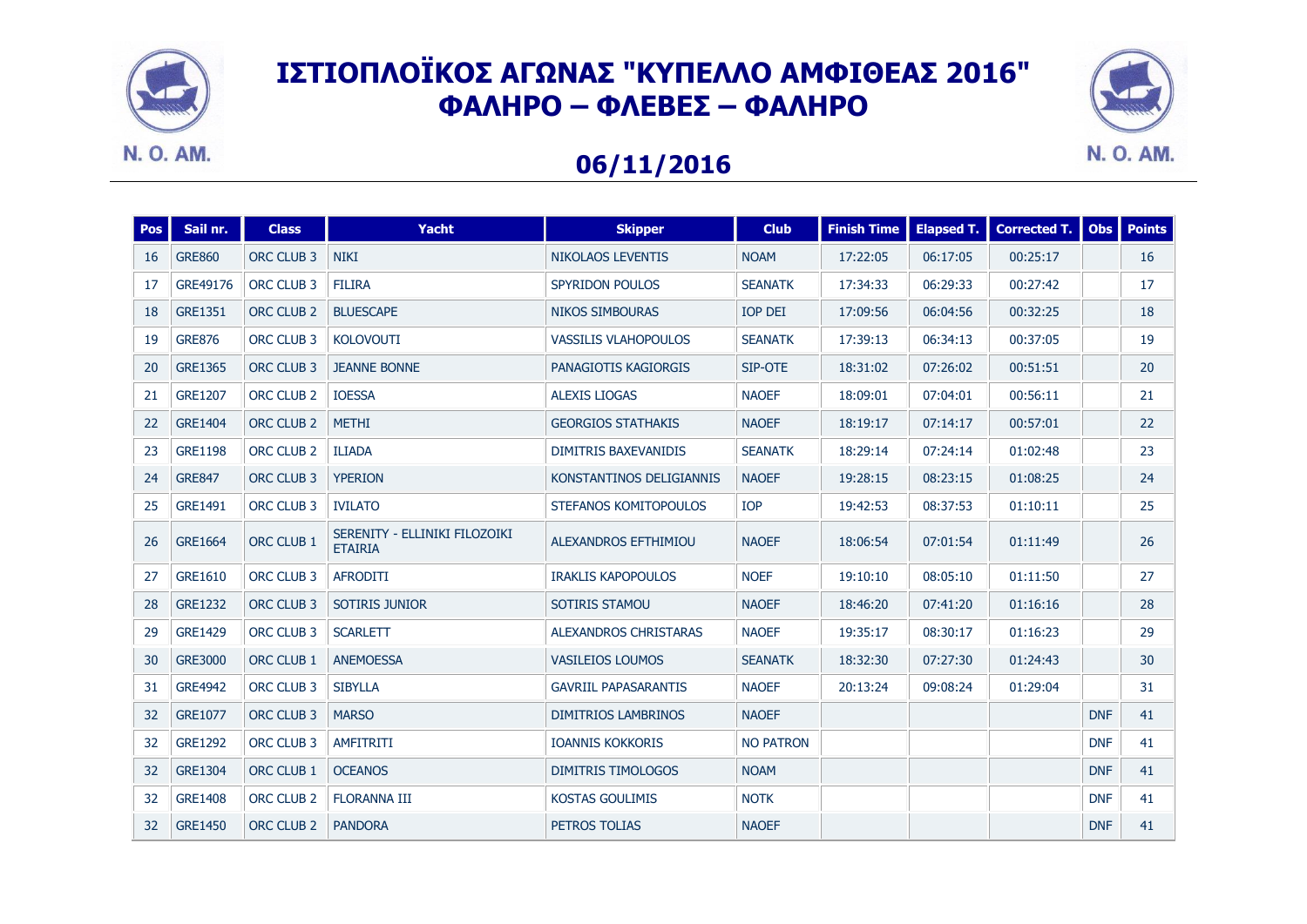# ΙΣΤΙΟΠΛΟΪΚΟΣ ΑΓΩΝΑΣ "ΚΥΠΕΛΛΟ ΑΜΦΙΘΕΑΣ 2016"
# ΦΑΛΗΡΟ – ΦΛΕΒΕΣ – ΦΑΛΗΡΟ

N. O. AM.

## 06/11/2016

| Pos | Sail nr. | Class | Yacht | Skipper | Club | Finish Time | Elapsed T. | Corrected T. | Obs | Points |
|---|---|---|---|---|---|---|---|---|---|---|
| 16 | GRE860 | ORC CLUB 3 | NIKI | NIKOLAOS LEVENTIS | NOAM | 17:22:05 | 06:17:05 | 00:25:17 | | 16 |
| 17 | GRE49176 | ORC CLUB 3 | FILIRA | SPYRIDON POULOS | SEANATK | 17:34:33 | 06:29:33 | 00:27:42 | | 17 |
| 18 | GRE1351 | ORC CLUB 2 | BLUESCAPE | NIKOS SIMBOURAS | IOP DEI | 17:09:56 | 06:04:56 | 00:32:25 | | 18 |
| 19 | GRE876 | ORC CLUB 3 | KOLOVOUTI | VASSILIS VLAHOPOULOS | SEANATK | 17:39:13 | 06:34:13 | 00:37:05 | | 19 |
| 20 | GRE1365 | ORC CLUB 3 | JEANNE BONNE | PANAGIOTIS KAGIORGIS | SIP-OTE | 18:31:02 | 07:26:02 | 00:51:51 | | 20 |
| 21 | GRE1207 | ORC CLUB 2 | IOESSA | ALEXIS LIOGAS | NAOEF | 18:09:01 | 07:04:01 | 00:56:11 | | 21 |
| 22 | GRE1404 | ORC CLUB 2 | METHI | GEORGIOS STATHAKIS | NAOEF | 18:19:17 | 07:14:17 | 00:57:01 | | 22 |
| 23 | GRE1198 | ORC CLUB 2 | ILIADA | DIMITRIS BAXEVANIDIS | SEANATK | 18:29:14 | 07:24:14 | 01:02:48 | | 23 |
| 24 | GRE847 | ORC CLUB 3 | YPERION | KONSTANTINOS DELIGIANNIS | NAOEF | 19:28:15 | 08:23:15 | 01:08:25 | | 24 |
| 25 | GRE1491 | ORC CLUB 3 | IVILATO | STEFANOS KOMITOPOULOS | IOP | 19:42:53 | 08:37:53 | 01:10:11 | | 25 |
| 26 | GRE1664 | ORC CLUB 1 | SERENITY - ELLINIKI FILOZOIKI ETAIRIA | ALEXANDROS EFTHIMIOU | NAOEF | 18:06:54 | 07:01:54 | 01:11:49 | | 26 |
| 27 | GRE1610 | ORC CLUB 3 | AFRODITI | IRAKLIS KAPOPOULOS | NOEF | 19:10:10 | 08:05:10 | 01:11:50 | | 27 |
| 28 | GRE1232 | ORC CLUB 3 | SOTIRIS JUNIOR | SOTIRIS STAMOU | NAOEF | 18:46:20 | 07:41:20 | 01:16:16 | | 28 |
| 29 | GRE1429 | ORC CLUB 3 | SCARLETT | ALEXANDROS CHRISTARAS | NAOEF | 19:35:17 | 08:30:17 | 01:16:23 | | 29 |
| 30 | GRE3000 | ORC CLUB 1 | ANEMOESSA | VASILEIOS LOUMOS | SEANATK | 18:32:30 | 07:27:30 | 01:24:43 | | 30 |
| 31 | GRE4942 | ORC CLUB 3 | SIBYLLA | GAVRIIL PAPASARANTIS | NAOEF | 20:13:24 | 09:08:24 | 01:29:04 | | 31 |
| 32 | GRE1077 | ORC CLUB 3 | MARSO | DIMITRIOS LAMBRINOS | NAOEF | | | | DNF | 41 |
| 32 | GRE1292 | ORC CLUB 3 | AMFITRITI | IOANNIS KOKKORIS | NO PATRON | | | | DNF | 41 |
| 32 | GRE1304 | ORC CLUB 1 | OCEANOS | DIMITRIS TIMOLOGOS | NOAM | | | | DNF | 41 |
| 32 | GRE1408 | ORC CLUB 2 | FLORANNA III | KOSTAS GOULIMIS | NOTK | | | | DNF | 41 |
| 32 | GRE1450 | ORC CLUB 2 | PANDORA | PETROS TOLIAS | NAOEF | | | | DNF | 41 |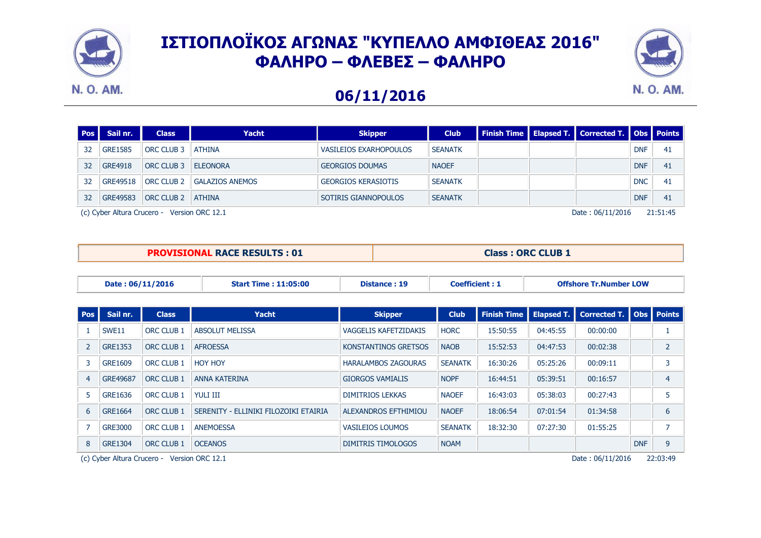# ΙΣΤΙΟΠΛΟΪΚΟΣ ΑΓΩΝΑΣ "ΚΥΠΕΛΛΟ ΑΜΦΙΘΕΑΣ 2016"
# ΦΑΛΗΡΟ – ΦΛΕΒΕΣ – ΦΑΛΗΡΟ

## 06/11/2016

| Pos | Sail nr. | Class | Yacht | Skipper | Club | Finish Time | Elapsed T. | Corrected T. | Obs | Points |
|---|---|---|---|---|---|---|---|---|---|---|
| 32 | GRE1585 | ORC CLUB 3 | ATHINA | VASILEIOS EXARHOPOULOS | SEANATK | | | | DNF | 41 |
| 32 | GRE4918 | ORC CLUB 3 | ELEONORA | GEORGIOS DOUMAS | NAOEF | | | | DNF | 41 |
| 32 | GRE49518 | ORC CLUB 2 | GALAZIOS ANEMOS | GEORGIOS KERASIOTIS | SEANATK | | | | DNC | 41 |
| 32 | GRE49583 | ORC CLUB 2 | ATHINA | SOTIRIS GIANNOPOULOS | SEANATK | | | | DNF | 41 |

(c) Cyber Altura Crucero - Version ORC 12.1 Date : 06/11/2016 21:51:45

| **PROVISIONAL RACE RESULTS : 01** | **Class : ORC CLUB 1** |
|---|---|

| Date : 06/11/2016 | Start Time : 11:05:00 | Distance : 19 | Coefficient : 1 | Offshore Tr.Number LOW |
|---|---|---|---|---|

| Pos | Sail nr. | Class | Yacht | Skipper | Club | Finish Time | Elapsed T. | Corrected T. | Obs | Points |
|---|---|---|---|---|---|---|---|---|---|---|
| 1 | SWE11 | ORC CLUB 1 | ABSOLUT MELISSA | VAGGELIS KAFETZIDAKIS | HORC | 15:50:55 | 04:45:55 | 00:00:00 | | 1 |
| 2 | GRE1353 | ORC CLUB 1 | AFROESSA | KONSTANTINOS GRETSOS | NAOB | 15:52:53 | 04:47:53 | 00:02:38 | | 2 |
| 3 | GRE1609 | ORC CLUB 1 | HOY HOY | HARALAMBOS ZAGOURAS | SEANATK | 16:30:26 | 05:25:26 | 00:09:11 | | 3 |
| 4 | GRE49687 | ORC CLUB 1 | ANNA KATERINA | GIORGOS VAMIALIS | NOPF | 16:44:51 | 05:39:51 | 00:16:57 | | 4 |
| 5 | GRE1636 | ORC CLUB 1 | YULI III | DIMITRIOS LEKKAS | NAOEF | 16:43:03 | 05:38:03 | 00:27:43 | | 5 |
| 6 | GRE1664 | ORC CLUB 1 | SERENITY - ELLINIKI FILOZOIKI ETAIRIA | ALEXANDROS EFTHIMIOU | NAOEF | 18:06:54 | 07:01:54 | 01:34:58 | | 6 |
| 7 | GRE3000 | ORC CLUB 1 | ANEMOESSA | VASILEIOS LOUMOS | SEANATK | 18:32:30 | 07:27:30 | 01:55:25 | | 7 |
| 8 | GRE1304 | ORC CLUB 1 | OCEANOS | DIMITRIS TIMOLOGOS | NOAM | | | | DNF | 9 |

(c) Cyber Altura Crucero - Version ORC 12.1 Date : 06/11/2016 22:03:49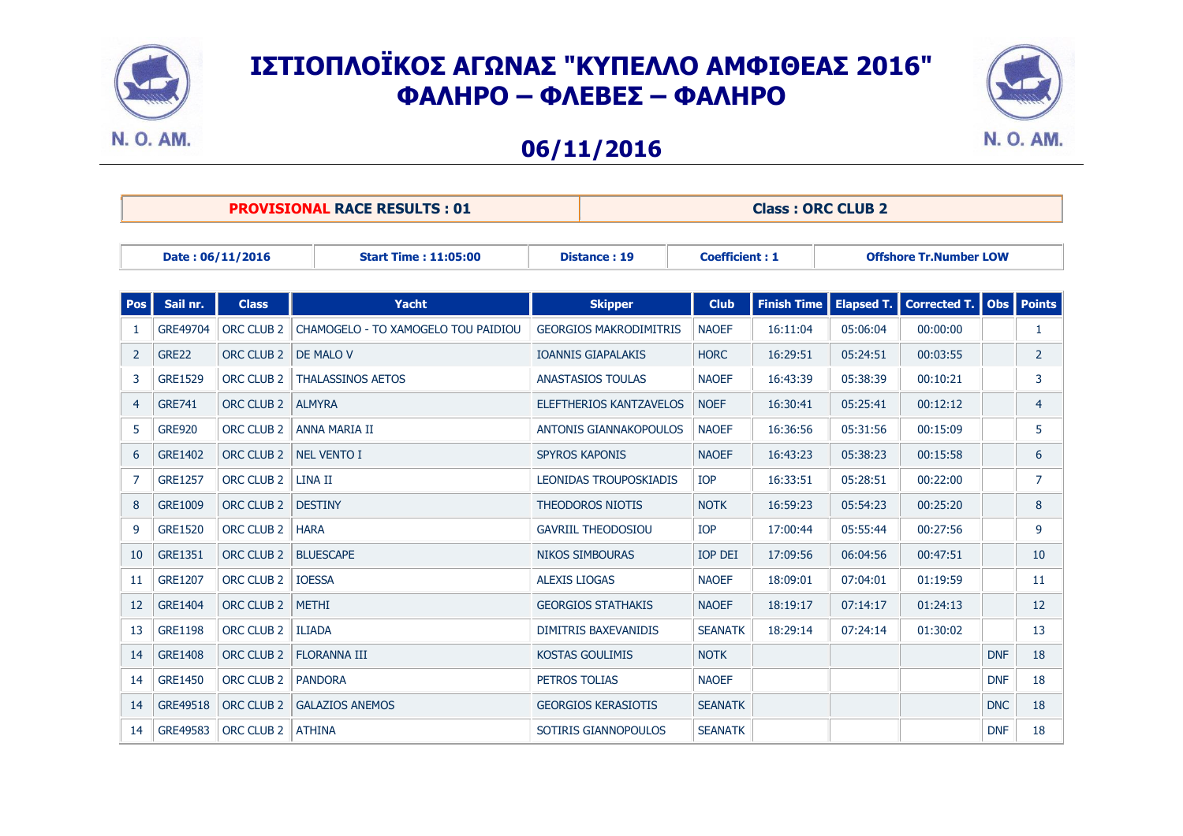# ΙΣΤΙΟΠΛΟΪΚΟΣ ΑΓΩΝΑΣ "ΚΥΠΕΛΛΟ ΑΜΦΙΘΕΑΣ 2016"
# ΦΑΛΗΡΟ – ΦΛΕΒΕΣ – ΦΑΛΗΡΟ

N. O. AM.

## 06/11/2016

| **PROVISIONAL RACE RESULTS : 01** | **Class : ORC CLUB 2** |
|---|---|

| Date : 06/11/2016 | Start Time : 11:05:00 | Distance : 19 | Coefficient : 1 | Offshore Tr.Number LOW |
|---|---|---|---|---|

| Pos | Sail nr. | Class | Yacht | Skipper | Club | Finish Time | Elapsed T. | Corrected T. | Obs | Points |
|---|---|---|---|---|---|---|---|---|---|---|
| 1 | GRE49704 | ORC CLUB 2 | CHAMOGELO - TO XAMOGELO TOU PAIDIOU | GEORGIOS MAKRODIMITRIS | NAOEF | 16:11:04 | 05:06:04 | 00:00:00 | | 1 |
| 2 | GRE22 | ORC CLUB 2 | DE MALO V | IOANNIS GIAPALAKIS | HORC | 16:29:51 | 05:24:51 | 00:03:55 | | 2 |
| 3 | GRE1529 | ORC CLUB 2 | THALASSINOS AETOS | ANASTASIOS TOULAS | NAOEF | 16:43:39 | 05:38:39 | 00:10:21 | | 3 |
| 4 | GRE741 | ORC CLUB 2 | ALMYRA | ELEFTHERIOS KANTZAVELOS | NOEF | 16:30:41 | 05:25:41 | 00:12:12 | | 4 |
| 5 | GRE920 | ORC CLUB 2 | ANNA MARIA II | ANTONIS GIANNAKOPOULOS | NAOEF | 16:36:56 | 05:31:56 | 00:15:09 | | 5 |
| 6 | GRE1402 | ORC CLUB 2 | NEL VENTO I | SPYROS KAPONIS | NAOEF | 16:43:23 | 05:38:23 | 00:15:58 | | 6 |
| 7 | GRE1257 | ORC CLUB 2 | LINA II | LEONIDAS TROUPOSKIADIS | IOP | 16:33:51 | 05:28:51 | 00:22:00 | | 7 |
| 8 | GRE1009 | ORC CLUB 2 | DESTINY | THEODOROS NIOTIS | NOTK | 16:59:23 | 05:54:23 | 00:25:20 | | 8 |
| 9 | GRE1520 | ORC CLUB 2 | HARA | GAVRIIL THEODOSIOU | IOP | 17:00:44 | 05:55:44 | 00:27:56 | | 9 |
| 10 | GRE1351 | ORC CLUB 2 | BLUESCAPE | NIKOS SIMBOURAS | IOP DEI | 17:09:56 | 06:04:56 | 00:47:51 | | 10 |
| 11 | GRE1207 | ORC CLUB 2 | IOESSA | ALEXIS LIOGAS | NAOEF | 18:09:01 | 07:04:01 | 01:19:59 | | 11 |
| 12 | GRE1404 | ORC CLUB 2 | METHI | GEORGIOS STATHAKIS | NAOEF | 18:19:17 | 07:14:17 | 01:24:13 | | 12 |
| 13 | GRE1198 | ORC CLUB 2 | ILIADA | DIMITRIS BAXEVANIDIS | SEANATK | 18:29:14 | 07:24:14 | 01:30:02 | | 13 |
| 14 | GRE1408 | ORC CLUB 2 | FLORANNA III | KOSTAS GOULIMIS | NOTK | | | | DNF | 18 |
| 14 | GRE1450 | ORC CLUB 2 | PANDORA | PETROS TOLIAS | NAOEF | | | | DNF | 18 |
| 14 | GRE49518 | ORC CLUB 2 | GALAZIOS ANEMOS | GEORGIOS KERASIOTIS | SEANATK | | | | DNC | 18 |
| 14 | GRE49583 | ORC CLUB 2 | ATHINA | SOTIRIS GIANNOPOULOS | SEANATK | | | | DNF | 18 |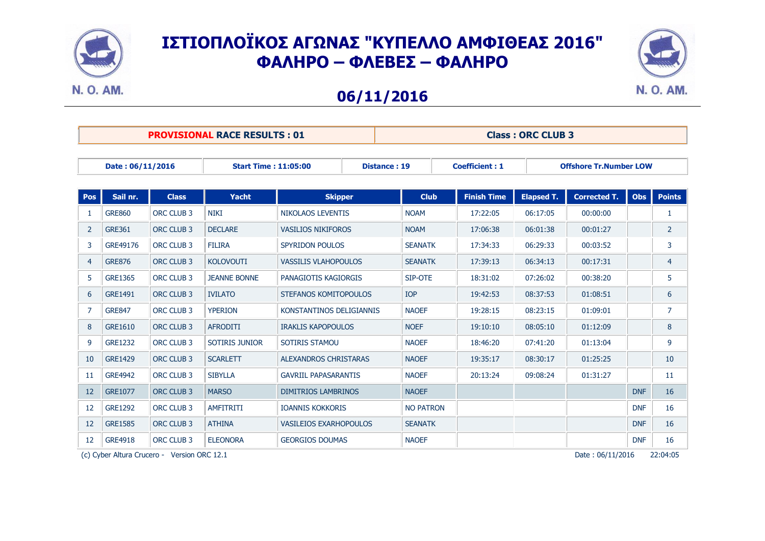N. O. AM.

# ΙΣΤΙΟΠΛΟΪΚΟΣ ΑΓΩΝΑΣ "ΚΥΠΕΛΛΟ ΑΜΦΙΘΕΑΣ 2016"
## ΦΑΛΗΡΟ – ΦΛΕΒΕΣ – ΦΑΛΗΡΟ

N. O. AM.

## 06/11/2016

| PROVISIONAL RACE RESULTS : 01 | Class : ORC CLUB 3 |
|---|---|

| Date : 06/11/2016 | Start Time : 11:05:00 | Distance : 19 | Coefficient : 1 | Offshore Tr.Number LOW |
|---|---|---|---|---|

| Pos | Sail nr. | Class | Yacht | Skipper | Club | Finish Time | Elapsed T. | Corrected T. | Obs | Points |
|---|---|---|---|---|---|---|---|---|---|---|
| 1 | GRE860 | ORC CLUB 3 | NIKI | NIKOLAOS LEVENTIS | NOAM | 17:22:05 | 06:17:05 | 00:00:00 | | 1 |
| 2 | GRE361 | ORC CLUB 3 | DECLARE | VASILIOS NIKIFOROS | NOAM | 17:06:38 | 06:01:38 | 00:01:27 | | 2 |
| 3 | GRE49176 | ORC CLUB 3 | FILIRA | SPYRIDON POULOS | SEANATK | 17:34:33 | 06:29:33 | 00:03:52 | | 3 |
| 4 | GRE876 | ORC CLUB 3 | KOLOVOUTI | VASSILIS VLAHOPOULOS | SEANATK | 17:39:13 | 06:34:13 | 00:17:31 | | 4 |
| 5 | GRE1365 | ORC CLUB 3 | JEANNE BONNE | PANAGIOTIS KAGIORGIS | SIP-OTE | 18:31:02 | 07:26:02 | 00:38:20 | | 5 |
| 6 | GRE1491 | ORC CLUB 3 | IVILATO | STEFANOS KOMITOPOULOS | IOP | 19:42:53 | 08:37:53 | 01:08:51 | | 6 |
| 7 | GRE847 | ORC CLUB 3 | YPERION | KONSTANTINOS DELIGIANNIS | NAOEF | 19:28:15 | 08:23:15 | 01:09:01 | | 7 |
| 8 | GRE1610 | ORC CLUB 3 | AFRODITI | IRAKLIS KAPOPOULOS | NOEF | 19:10:10 | 08:05:10 | 01:12:09 | | 8 |
| 9 | GRE1232 | ORC CLUB 3 | SOTIRIS JUNIOR | SOTIRIS STAMOU | NAOEF | 18:46:20 | 07:41:20 | 01:13:04 | | 9 |
| 10 | GRE1429 | ORC CLUB 3 | SCARLETT | ALEXANDROS CHRISTARAS | NAOEF | 19:35:17 | 08:30:17 | 01:25:25 | | 10 |
| 11 | GRE4942 | ORC CLUB 3 | SIBYLLA | GAVRIIL PAPASARANTIS | NAOEF | 20:13:24 | 09:08:24 | 01:31:27 | | 11 |
| 12 | GRE1077 | ORC CLUB 3 | MARSO | DIMITRIOS LAMBRINOS | NAOEF | | | | DNF | 16 |
| 12 | GRE1292 | ORC CLUB 3 | AMFITRITI | IOANNIS KOKKORIS | NO PATRON | | | | DNF | 16 |
| 12 | GRE1585 | ORC CLUB 3 | ATHINA | VASILEIOS EXARHOPOULOS | SEANATK | | | | DNF | 16 |
| 12 | GRE4918 | ORC CLUB 3 | ELEONORA | GEORGIOS DOUMAS | NAOEF | | | | DNF | 16 |

(c) Cyber Altura Crucero - Version ORC 12.1 Date : 06/11/2016 22:04:05